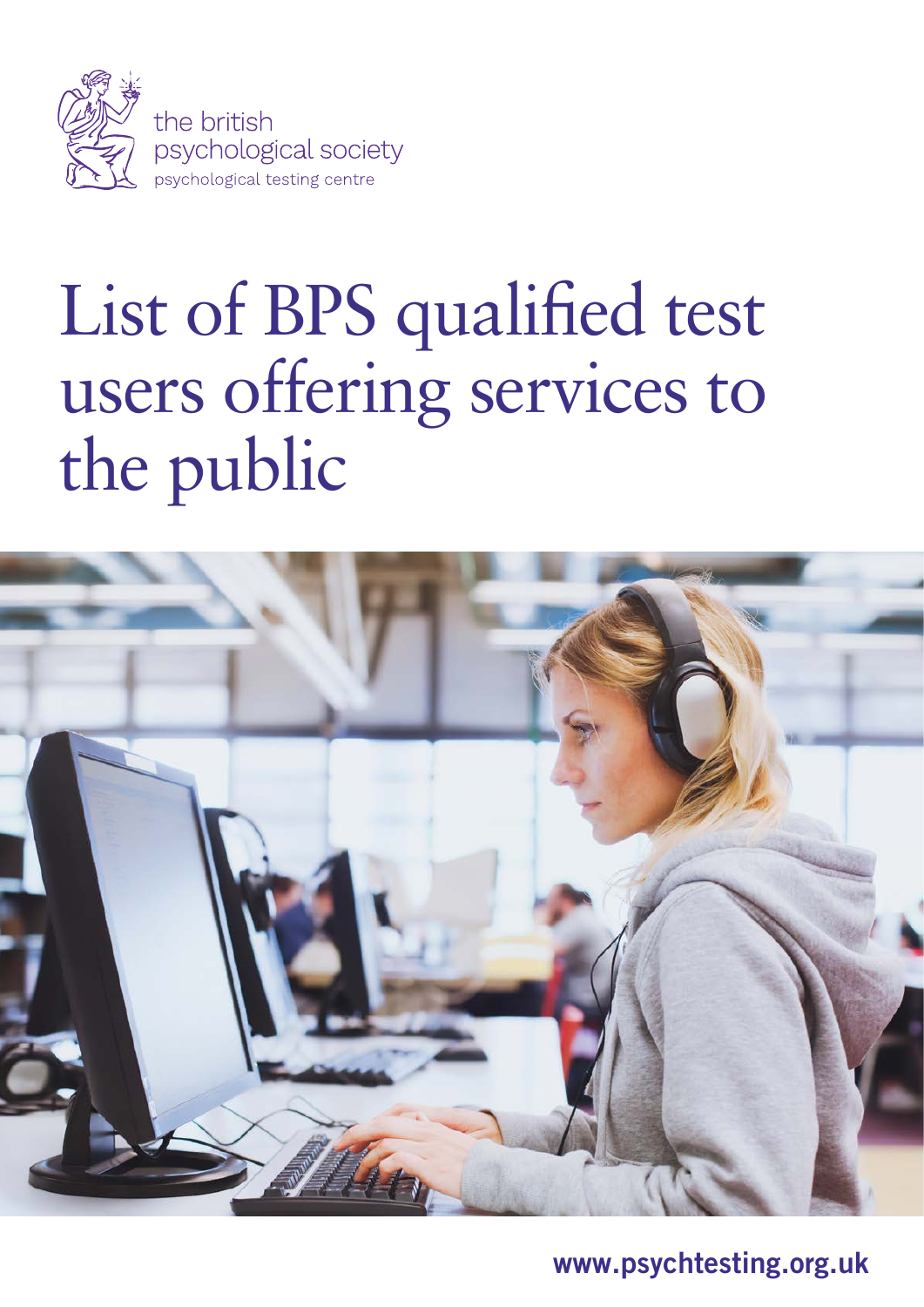the british psychological society
psychological testing centre

# List of BPS qualified test users offering services to the public

www.psychtesting.org.uk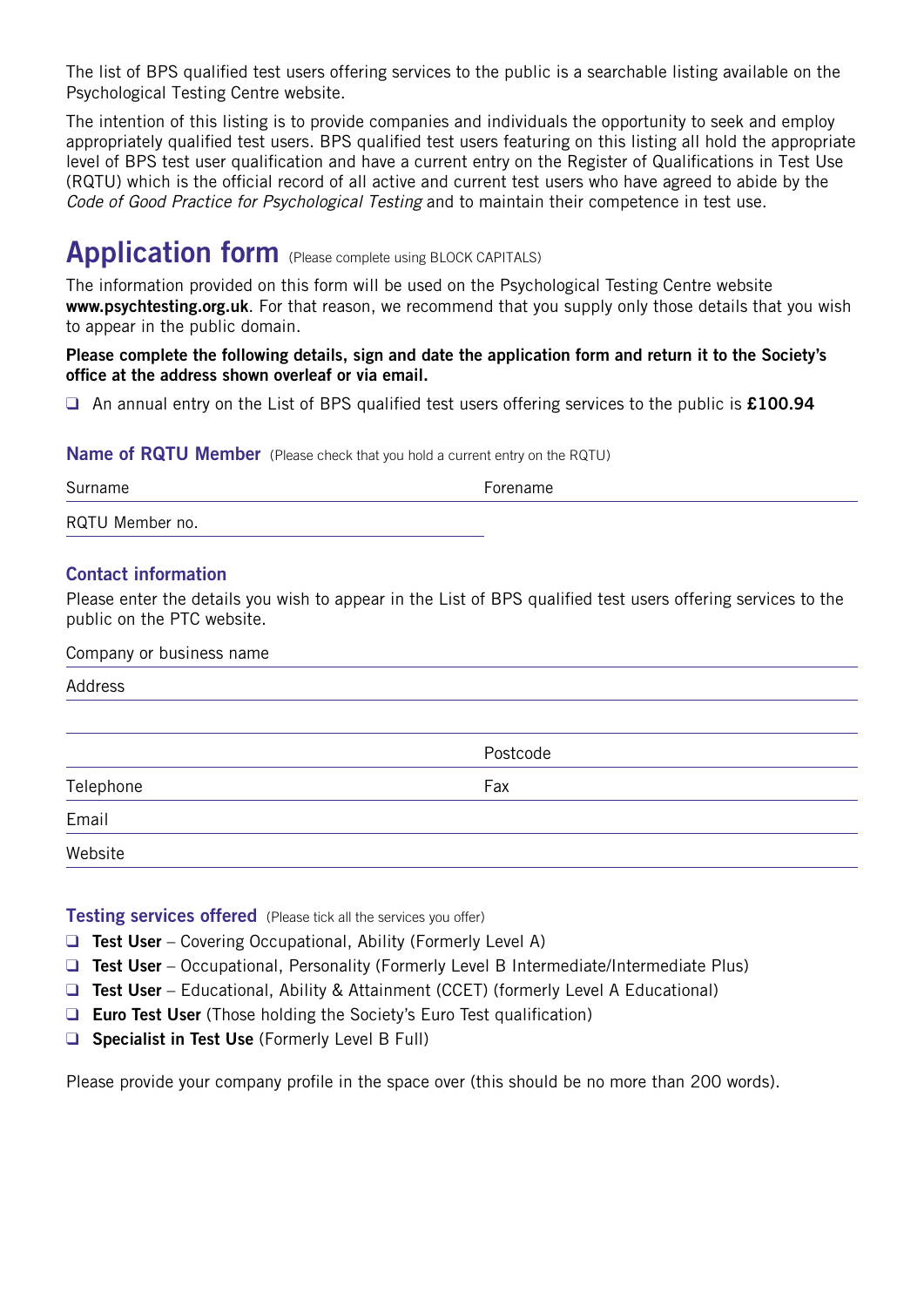The list of BPS qualified test users offering services to the public is a searchable listing available on the Psychological Testing Centre website.

The intention of this listing is to provide companies and individuals the opportunity to seek and employ appropriately qualified test users. BPS qualified test users featuring on this listing all hold the appropriate level of BPS test user qualification and have a current entry on the Register of Qualifications in Test Use (RQTU) which is the official record of all active and current test users who have agreed to abide by the *Code of Good Practice for Psychological Testing* and to maintain their competence in test use.

# Application form (Please complete using BLOCK CAPITALS)

The information provided on this form will be used on the Psychological Testing Centre website **www.psychtesting.org.uk**. For that reason, we recommend that you supply only those details that you wish to appear in the public domain.

**Please complete the following details, sign and date the application form and return it to the Society's office at the address shown overleaf or via email.**

❑ An annual entry on the List of BPS qualified test users offering services to the public is **£100.94**

## Name of RQTU Member (Please check that you hold a current entry on the RQTU)

Surname \_\_\_\_\_\_\_\_\_\_ Forename \_\_\_\_\_\_\_\_\_\_

RQTU Member no. \_\_\_\_\_\_\_\_\_\_

## Contact information

Please enter the details you wish to appear in the List of BPS qualified test users offering services to the public on the PTC website.

Company or business name \_\_\_\_\_\_\_\_\_\_

Address \_\_\_\_\_\_\_\_\_\_

\_\_\_\_\_\_\_\_\_\_

\_\_\_\_\_\_\_\_\_\_ Postcode \_\_\_\_\_\_\_\_\_\_

Telephone \_\_\_\_\_\_\_\_\_\_ Fax \_\_\_\_\_\_\_\_\_\_

Email \_\_\_\_\_\_\_\_\_\_

Website \_\_\_\_\_\_\_\_\_\_

## Testing services offered (Please tick all the services you offer)

- ❑ **Test User** – Covering Occupational, Ability (Formerly Level A)
- ❑ **Test User** – Occupational, Personality (Formerly Level B Intermediate/Intermediate Plus)
- ❑ **Test User** – Educational, Ability & Attainment (CCET) (formerly Level A Educational)
- ❑ **Euro Test User** (Those holding the Society's Euro Test qualification)
- ❑ **Specialist in Test Use** (Formerly Level B Full)

Please provide your company profile in the space over (this should be no more than 200 words).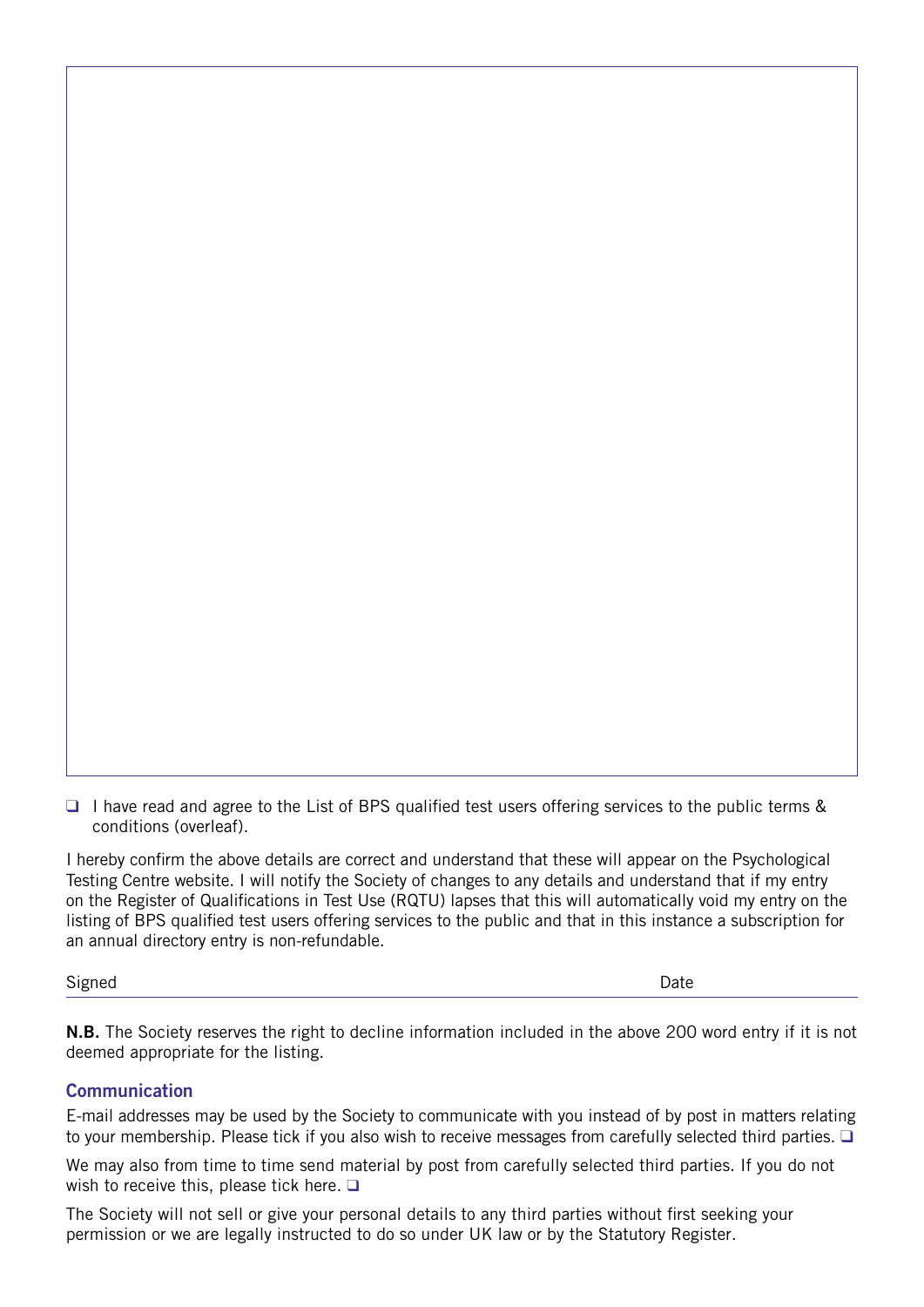❑ I have read and agree to the List of BPS qualified test users offering services to the public terms & conditions (overleaf).

I hereby confirm the above details are correct and understand that these will appear on the Psychological Testing Centre website. I will notify the Society of changes to any details and understand that if my entry on the Register of Qualifications in Test Use (RQTU) lapses that this will automatically void my entry on the listing of BPS qualified test users offering services to the public and that in this instance a subscription for an annual directory entry is non-refundable.

Signed Date

**N.B.** The Society reserves the right to decline information included in the above 200 word entry if it is not deemed appropriate for the listing.

### Communication

E-mail addresses may be used by the Society to communicate with you instead of by post in matters relating to your membership. Please tick if you also wish to receive messages from carefully selected third parties. ❑

We may also from time to time send material by post from carefully selected third parties. If you do not wish to receive this, please tick here. ❑

The Society will not sell or give your personal details to any third parties without first seeking your permission or we are legally instructed to do so under UK law or by the Statutory Register.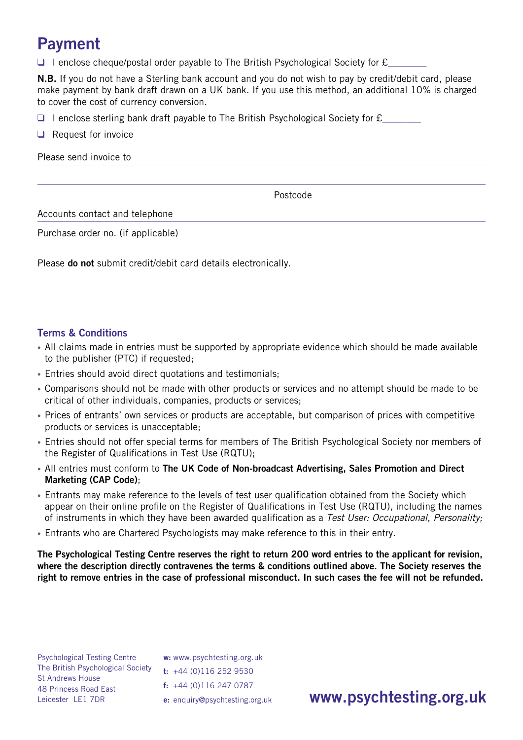# Payment

❑ I enclose cheque/postal order payable to The British Psychological Society for £________

**N.B.** If you do not have a Sterling bank account and you do not wish to pay by credit/debit card, please make payment by bank draft drawn on a UK bank. If you use this method, an additional 10% is charged to cover the cost of currency conversion.

❑ I enclose sterling bank draft payable to The British Psychological Society for £________

❑ Request for invoice

Please send invoice to

Postcode

Accounts contact and telephone

Purchase order no. (if applicable)

Please **do not** submit credit/debit card details electronically.

### Terms & Conditions

- All claims made in entries must be supported by appropriate evidence which should be made available to the publisher (PTC) if requested;
- Entries should avoid direct quotations and testimonials;
- Comparisons should not be made with other products or services and no attempt should be made to be critical of other individuals, companies, products or services;
- Prices of entrants' own services or products are acceptable, but comparison of prices with competitive products or services is unacceptable;
- Entries should not offer special terms for members of The British Psychological Society nor members of the Register of Qualifications in Test Use (RQTU);
- All entries must conform to **The UK Code of Non-broadcast Advertising, Sales Promotion and Direct Marketing (CAP Code)**;
- Entrants may make reference to the levels of test user qualification obtained from the Society which appear on their online profile on the Register of Qualifications in Test Use (RQTU), including the names of instruments in which they have been awarded qualification as a *Test User: Occupational, Personality;*
- Entrants who are Chartered Psychologists may make reference to this in their entry.

**The Psychological Testing Centre reserves the right to return 200 word entries to the applicant for revision, where the description directly contravenes the terms & conditions outlined above. The Society reserves the right to remove entries in the case of professional misconduct. In such cases the fee will not be refunded.**

Psychological Testing Centre
The British Psychological Society
St Andrews House
48 Princess Road East
Leicester LE1 7DR

**w:** www.psychtesting.org.uk
**t:** +44 (0)116 252 9530
**f:** +44 (0)116 247 0787
**e:** enquiry@psychtesting.org.uk

**www.psychtesting.org.uk**